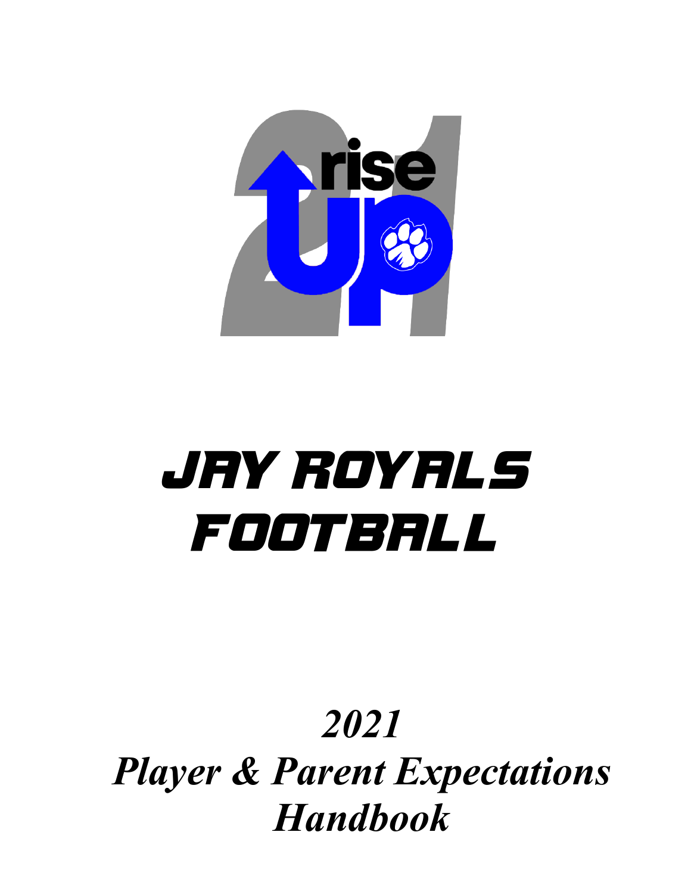# JAY ROYALS FOOTBALL

*2021*

*Player & Parent Expectations Handbook*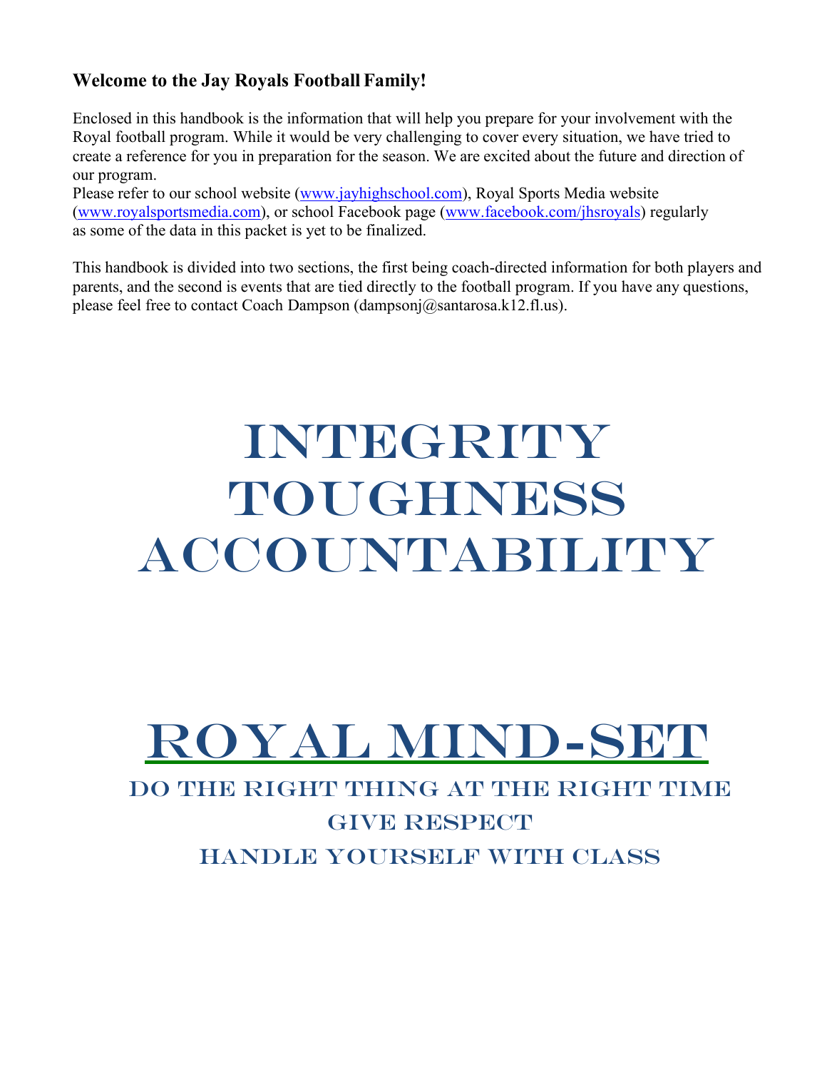**Welcome to the Jay Royals Football Family!**

Enclosed in this handbook is the information that will help you prepare for your involvement with the Royal football program. While it would be very challenging to cover every situation, we have tried to create a reference for you in preparation for the season. We are excited about the future and direction of our program.

Please refer to our school website (www.jayhighschool.com), Royal Sports Media website (www.royalsportsmedia.com), or school Facebook page (www.facebook.com/jhsroyals) regularly as some of the data in this packet is yet to be finalized.

This handbook is divided into two sections, the first being coach-directed information for both players and parents, and the second is events that are tied directly to the football program. If you have any questions, please feel free to contact Coach Dampson (dampsonj@santarosa.k12.fl.us).

# INTEGRITY
# TOUGHNESS
# ACCOUNTABILITY

# ROYAL MIND-SET

## DO THE RIGHT THING AT THE RIGHT TIME
## GIVE RESPECT
## HANDLE YOURSELF WITH CLASS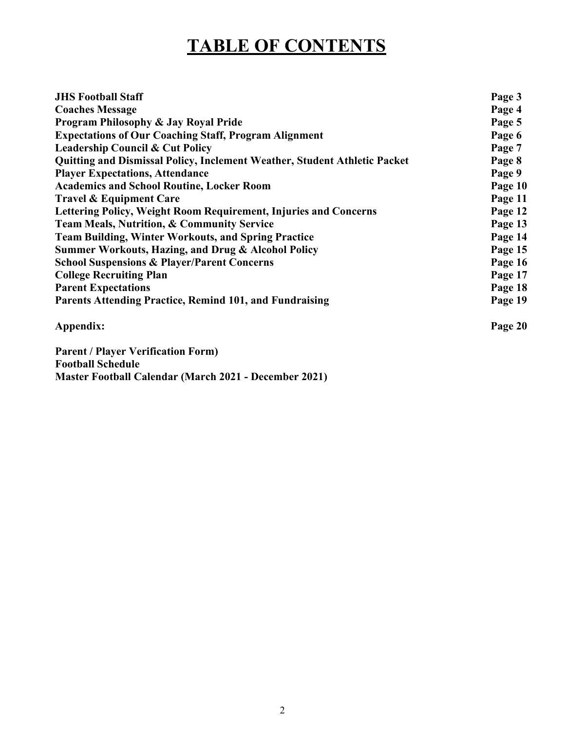# TABLE OF CONTENTS

| | |
|---|---|
| **JHS Football Staff** | **Page 3** |
| **Coaches Message** | **Page 4** |
| **Program Philosophy & Jay Royal Pride** | **Page 5** |
| **Expectations of Our Coaching Staff, Program Alignment** | **Page 6** |
| **Leadership Council & Cut Policy** | **Page 7** |
| **Quitting and Dismissal Policy, Inclement Weather, Student Athletic Packet** | **Page 8** |
| **Player Expectations, Attendance** | **Page 9** |
| **Academics and School Routine, Locker Room** | **Page 10** |
| **Travel & Equipment Care** | **Page 11** |
| **Lettering Policy, Weight Room Requirement, Injuries and Concerns** | **Page 12** |
| **Team Meals, Nutrition, & Community Service** | **Page 13** |
| **Team Building, Winter Workouts, and Spring Practice** | **Page 14** |
| **Summer Workouts, Hazing, and Drug & Alcohol Policy** | **Page 15** |
| **School Suspensions & Player/Parent Concerns** | **Page 16** |
| **College Recruiting Plan** | **Page 17** |
| **Parent Expectations** | **Page 18** |
| **Parents Attending Practice, Remind 101, and Fundraising** | **Page 19** |
| **Appendix:** | **Page 20** |

**Parent / Player Verification Form)**
**Football Schedule**
**Master Football Calendar (March 2021 - December 2021)**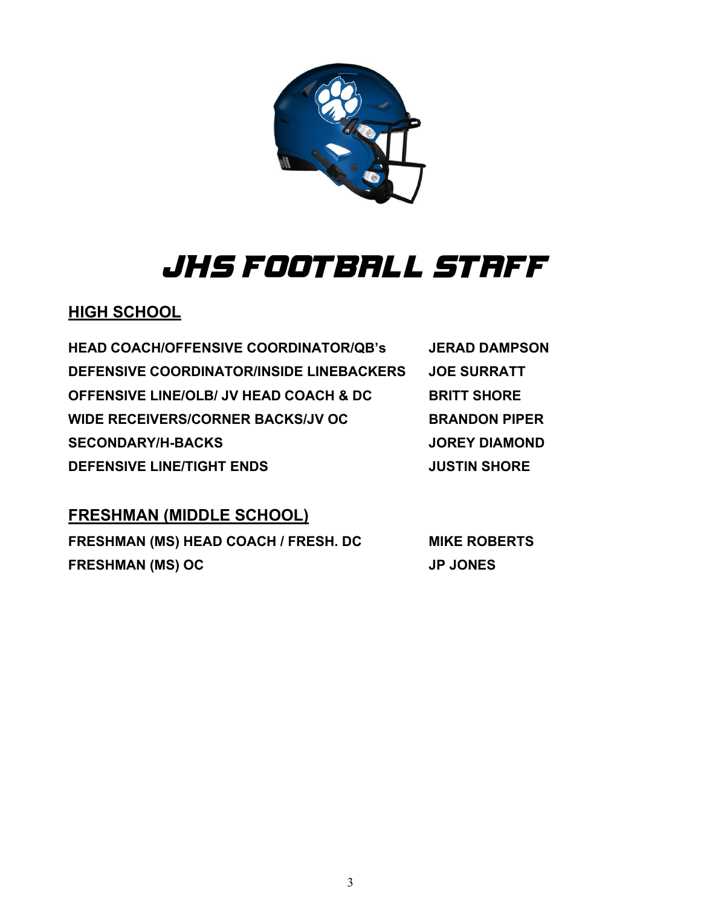# JHS FOOTBALL STAFF

## HIGH SCHOOL

| | |
|---|---|
| **HEAD COACH/OFFENSIVE COORDINATOR/QB's** | **JERAD DAMPSON** |
| **DEFENSIVE COORDINATOR/INSIDE LINEBACKERS** | **JOE SURRATT** |
| **OFFENSIVE LINE/OLB/ JV HEAD COACH & DC** | **BRITT SHORE** |
| **WIDE RECEIVERS/CORNER BACKS/JV OC** | **BRANDON PIPER** |
| **SECONDARY/H-BACKS** | **JOREY DIAMOND** |
| **DEFENSIVE LINE/TIGHT ENDS** | **JUSTIN SHORE** |

## FRESHMAN (MIDDLE SCHOOL)

| | |
|---|---|
| **FRESHMAN (MS) HEAD COACH / FRESH. DC** | **MIKE ROBERTS** |
| **FRESHMAN (MS) OC** | **JP JONES** |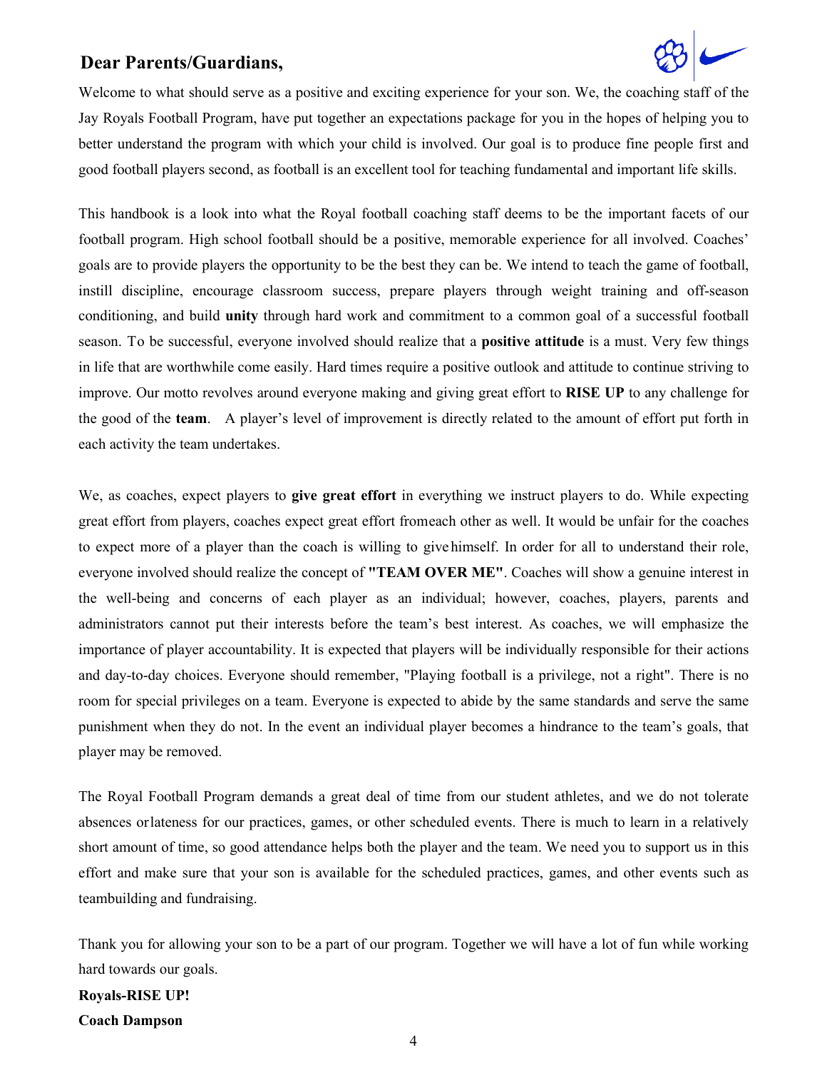## Dear Parents/Guardians,

Welcome to what should serve as a positive and exciting experience for your son. We, the coaching staff of the Jay Royals Football Program, have put together an expectations package for you in the hopes of helping you to better understand the program with which your child is involved. Our goal is to produce fine people first and good football players second, as football is an excellent tool for teaching fundamental and important life skills.

This handbook is a look into what the Royal football coaching staff deems to be the important facets of our football program. High school football should be a positive, memorable experience for all involved. Coaches' goals are to provide players the opportunity to be the best they can be. We intend to teach the game of football, instill discipline, encourage classroom success, prepare players through weight training and off-season conditioning, and build **unity** through hard work and commitment to a common goal of a successful football season. To be successful, everyone involved should realize that a **positive attitude** is a must. Very few things in life that are worthwhile come easily. Hard times require a positive outlook and attitude to continue striving to improve. Our motto revolves around everyone making and giving great effort to **RISE UP** to any challenge for the good of the **team**. A player's level of improvement is directly related to the amount of effort put forth in each activity the team undertakes.

We, as coaches, expect players to **give great effort** in everything we instruct players to do. While expecting great effort from players, coaches expect great effort fromeach other as well. It would be unfair for the coaches to expect more of a player than the coach is willing to give himself. In order for all to understand their role, everyone involved should realize the concept of **"TEAM OVER ME"**. Coaches will show a genuine interest in the well-being and concerns of each player as an individual; however, coaches, players, parents and administrators cannot put their interests before the team's best interest. As coaches, we will emphasize the importance of player accountability. It is expected that players will be individually responsible for their actions and day-to-day choices. Everyone should remember, "Playing football is a privilege, not a right". There is no room for special privileges on a team. Everyone is expected to abide by the same standards and serve the same punishment when they do not. In the event an individual player becomes a hindrance to the team's goals, that player may be removed.

The Royal Football Program demands a great deal of time from our student athletes, and we do not tolerate absences orlateness for our practices, games, or other scheduled events. There is much to learn in a relatively short amount of time, so good attendance helps both the player and the team. We need you to support us in this effort and make sure that your son is available for the scheduled practices, games, and other events such as teambuilding and fundraising.

Thank you for allowing your son to be a part of our program. Together we will have a lot of fun while working hard towards our goals.

**Royals-RISE UP!**
**Coach Dampson**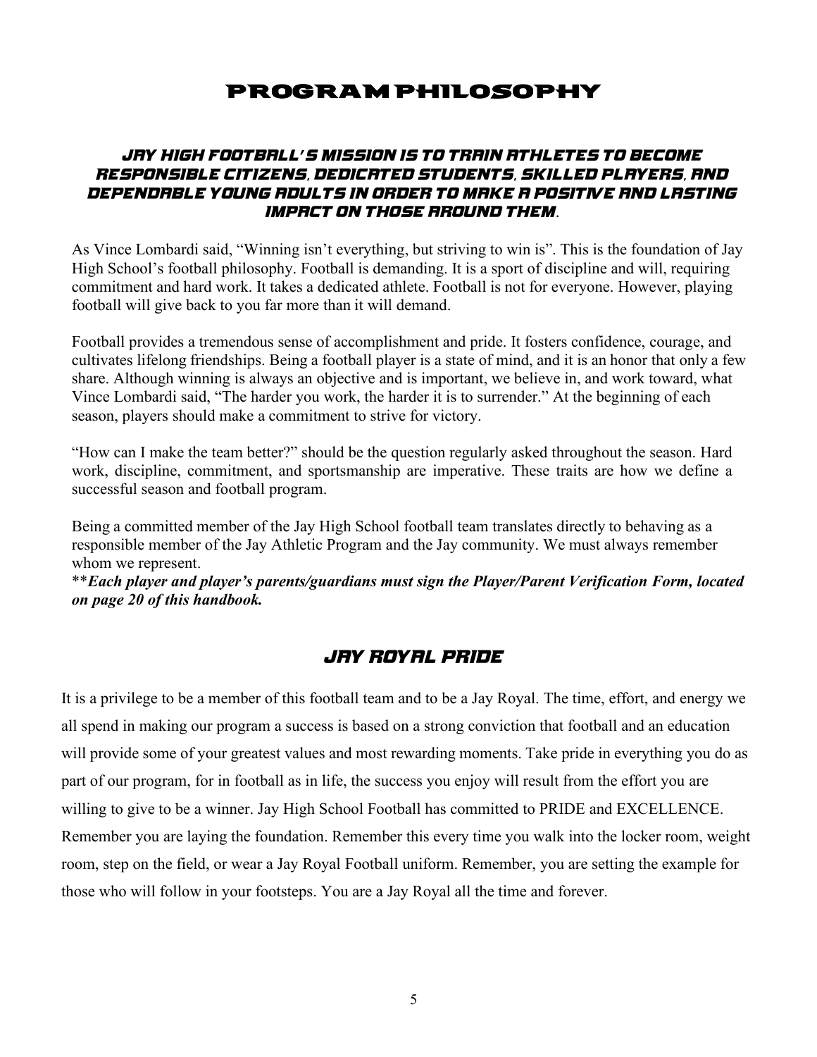# PROGRAM PHILOSOPHY

***JAY HIGH FOOTBALL'S MISSION IS TO TRAIN ATHLETES TO BECOME RESPONSIBLE CITIZENS, DEDICATED STUDENTS, SKILLED PLAYERS, AND DEPENDABLE YOUNG ADULTS IN ORDER TO MAKE A POSITIVE AND LASTING IMPACT ON THOSE AROUND THEM.***

As Vince Lombardi said, "Winning isn't everything, but striving to win is". This is the foundation of Jay High School's football philosophy. Football is demanding. It is a sport of discipline and will, requiring commitment and hard work. It takes a dedicated athlete. Football is not for everyone. However, playing football will give back to you far more than it will demand.

Football provides a tremendous sense of accomplishment and pride. It fosters confidence, courage, and cultivates lifelong friendships. Being a football player is a state of mind, and it is an honor that only a few share. Although winning is always an objective and is important, we believe in, and work toward, what Vince Lombardi said, "The harder you work, the harder it is to surrender." At the beginning of each season, players should make a commitment to strive for victory.

"How can I make the team better?" should be the question regularly asked throughout the season. Hard work, discipline, commitment, and sportsmanship are imperative. These traits are how we define a successful season and football program.

Being a committed member of the Jay High School football team translates directly to behaving as a responsible member of the Jay Athletic Program and the Jay community. We must always remember whom we represent.

**\*\*Each player and player's parents/guardians must sign the Player/Parent Verification Form, located on page 20 of this handbook.***

## *JAY ROYAL PRIDE*

It is a privilege to be a member of this football team and to be a Jay Royal. The time, effort, and energy we all spend in making our program a success is based on a strong conviction that football and an education will provide some of your greatest values and most rewarding moments. Take pride in everything you do as part of our program, for in football as in life, the success you enjoy will result from the effort you are willing to give to be a winner. Jay High School Football has committed to PRIDE and EXCELLENCE. Remember you are laying the foundation. Remember this every time you walk into the locker room, weight room, step on the field, or wear a Jay Royal Football uniform. Remember, you are setting the example for those who will follow in your footsteps. You are a Jay Royal all the time and forever.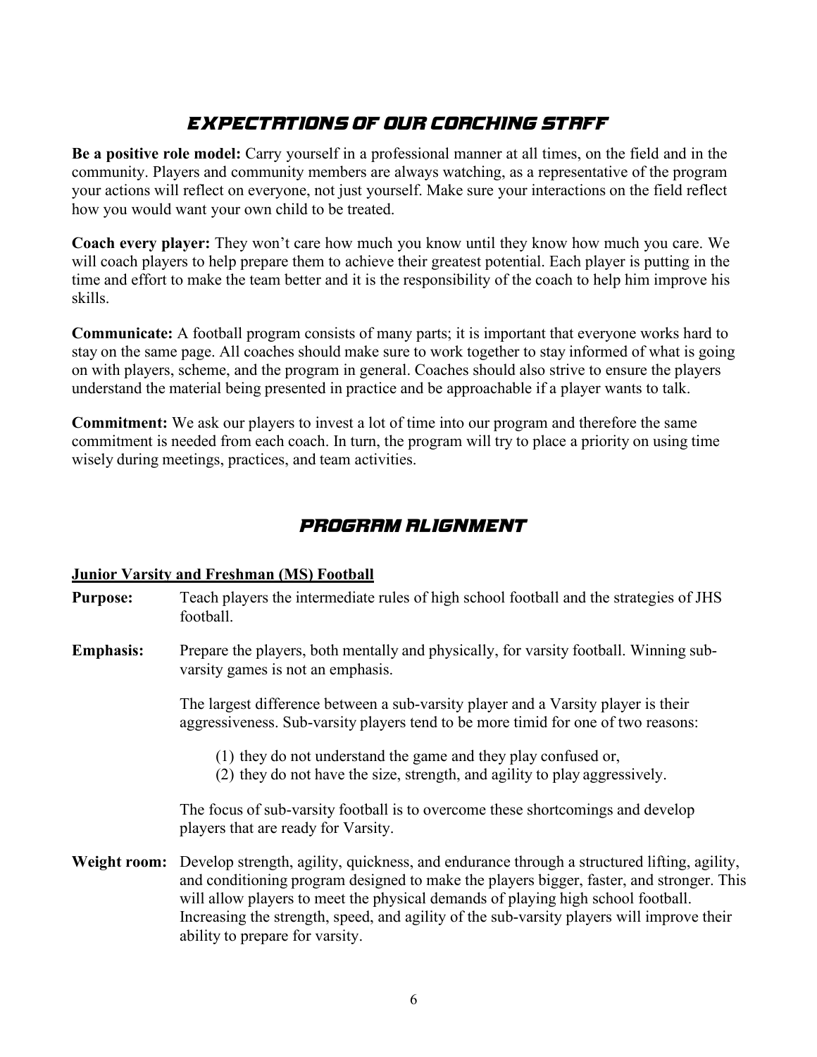## EXPECTATIONS OF OUR COACHING STAFF

**Be a positive role model:** Carry yourself in a professional manner at all times, on the field and in the community. Players and community members are always watching, as a representative of the program your actions will reflect on everyone, not just yourself. Make sure your interactions on the field reflect how you would want your own child to be treated.

**Coach every player:** They won't care how much you know until they know how much you care. We will coach players to help prepare them to achieve their greatest potential. Each player is putting in the time and effort to make the team better and it is the responsibility of the coach to help him improve his skills.

**Communicate:** A football program consists of many parts; it is important that everyone works hard to stay on the same page. All coaches should make sure to work together to stay informed of what is going on with players, scheme, and the program in general. Coaches should also strive to ensure the players understand the material being presented in practice and be approachable if a player wants to talk.

**Commitment:** We ask our players to invest a lot of time into our program and therefore the same commitment is needed from each coach. In turn, the program will try to place a priority on using time wisely during meetings, practices, and team activities.

## PROGRAM ALIGNMENT

**Junior Varsity and Freshman (MS) Football**

**Purpose:** Teach players the intermediate rules of high school football and the strategies of JHS football.

**Emphasis:** Prepare the players, both mentally and physically, for varsity football. Winning sub-varsity games is not an emphasis.

The largest difference between a sub-varsity player and a Varsity player is their aggressiveness. Sub-varsity players tend to be more timid for one of two reasons:

(1) they do not understand the game and they play confused or,
(2) they do not have the size, strength, and agility to play aggressively.

The focus of sub-varsity football is to overcome these shortcomings and develop players that are ready for Varsity.

**Weight room:** Develop strength, agility, quickness, and endurance through a structured lifting, agility, and conditioning program designed to make the players bigger, faster, and stronger. This will allow players to meet the physical demands of playing high school football. Increasing the strength, speed, and agility of the sub-varsity players will improve their ability to prepare for varsity.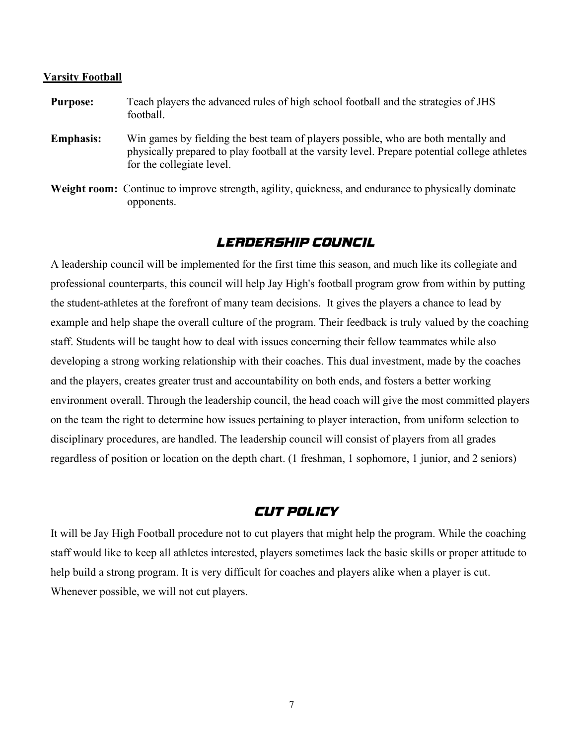**Varsity Football**

**Purpose:** Teach players the advanced rules of high school football and the strategies of JHS football.

**Emphasis:** Win games by fielding the best team of players possible, who are both mentally and physically prepared to play football at the varsity level. Prepare potential college athletes for the collegiate level.

**Weight room:** Continue to improve strength, agility, quickness, and endurance to physically dominate opponents.

## LEADERSHIP COUNCIL

A leadership council will be implemented for the first time this season, and much like its collegiate and professional counterparts, this council will help Jay High's football program grow from within by putting the student-athletes at the forefront of many team decisions. It gives the players a chance to lead by example and help shape the overall culture of the program. Their feedback is truly valued by the coaching staff. Students will be taught how to deal with issues concerning their fellow teammates while also developing a strong working relationship with their coaches. This dual investment, made by the coaches and the players, creates greater trust and accountability on both ends, and fosters a better working environment overall. Through the leadership council, the head coach will give the most committed players on the team the right to determine how issues pertaining to player interaction, from uniform selection to disciplinary procedures, are handled. The leadership council will consist of players from all grades regardless of position or location on the depth chart. (1 freshman, 1 sophomore, 1 junior, and 2 seniors)

## CUT POLICY

It will be Jay High Football procedure not to cut players that might help the program. While the coaching staff would like to keep all athletes interested, players sometimes lack the basic skills or proper attitude to help build a strong program. It is very difficult for coaches and players alike when a player is cut. Whenever possible, we will not cut players.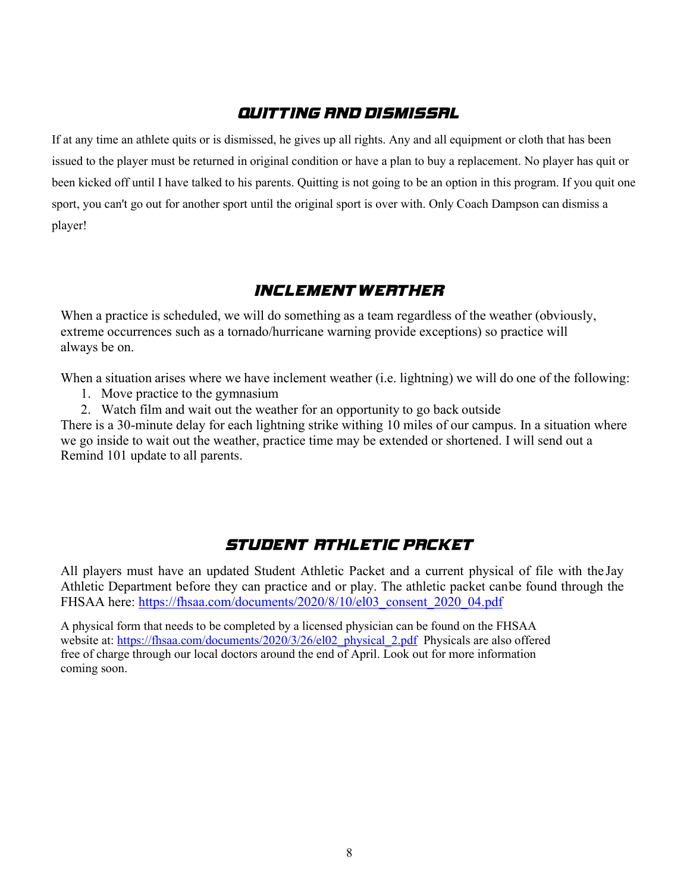## QUITTING AND DISMISSAL

If at any time an athlete quits or is dismissed, he gives up all rights. Any and all equipment or cloth that has been issued to the player must be returned in original condition or have a plan to buy a replacement. No player has quit or been kicked off until I have talked to his parents. Quitting is not going to be an option in this program. If you quit one sport, you can't go out for another sport until the original sport is over with. Only Coach Dampson can dismiss a player!

## INCLEMENT WEATHER

When a practice is scheduled, we will do something as a team regardless of the weather (obviously, extreme occurrences such as a tornado/hurricane warning provide exceptions) so practice will always be on.

When a situation arises where we have inclement weather (i.e. lightning) we will do one of the following:

1. Move practice to the gymnasium
2. Watch film and wait out the weather for an opportunity to go back outside

There is a 30-minute delay for each lightning strike withing 10 miles of our campus. In a situation where we go inside to wait out the weather, practice time may be extended or shortened. I will send out a Remind 101 update to all parents.

## STUDENT ATHLETIC PACKET

All players must have an updated Student Athletic Packet and a current physical of file with the Jay Athletic Department before they can practice and or play. The athletic packet canbe found through the FHSAA here: https://fhsaa.com/documents/2020/8/10/el03_consent_2020_04.pdf

A physical form that needs to be completed by a licensed physician can be found on the FHSAA website at: https://fhsaa.com/documents/2020/3/26/el02_physical_2.pdf Physicals are also offered free of charge through our local doctors around the end of April. Look out for more information coming soon.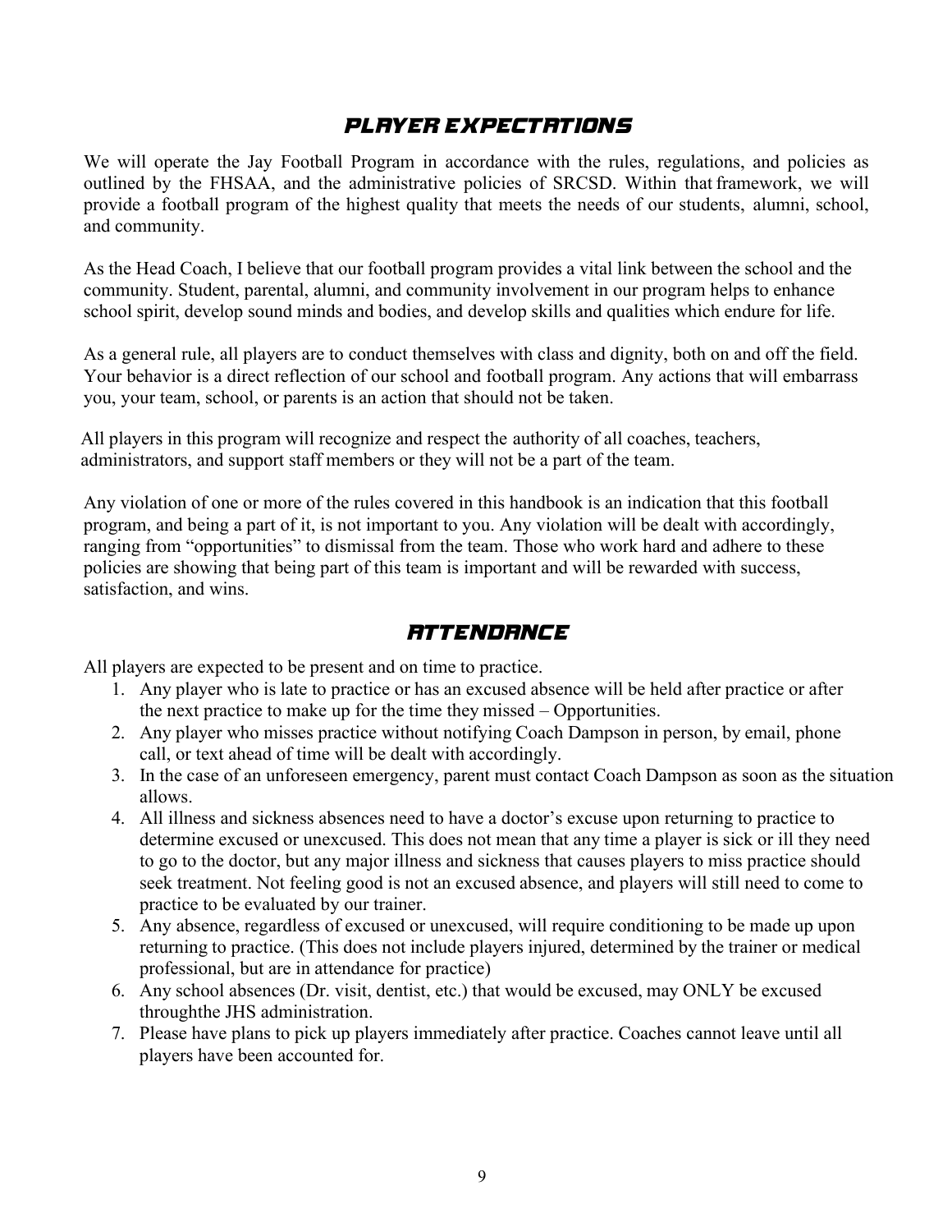## PLAYER EXPECTATIONS

We will operate the Jay Football Program in accordance with the rules, regulations, and policies as outlined by the FHSAA, and the administrative policies of SRCSD. Within that framework, we will provide a football program of the highest quality that meets the needs of our students, alumni, school, and community.

As the Head Coach, I believe that our football program provides a vital link between the school and the community. Student, parental, alumni, and community involvement in our program helps to enhance school spirit, develop sound minds and bodies, and develop skills and qualities which endure for life.

As a general rule, all players are to conduct themselves with class and dignity, both on and off the field. Your behavior is a direct reflection of our school and football program. Any actions that will embarrass you, your team, school, or parents is an action that should not be taken.

All players in this program will recognize and respect the authority of all coaches, teachers, administrators, and support staff members or they will not be a part of the team.

Any violation of one or more of the rules covered in this handbook is an indication that this football program, and being a part of it, is not important to you. Any violation will be dealt with accordingly, ranging from "opportunities" to dismissal from the team. Those who work hard and adhere to these policies are showing that being part of this team is important and will be rewarded with success, satisfaction, and wins.

## ATTENDANCE

All players are expected to be present and on time to practice.

1. Any player who is late to practice or has an excused absence will be held after practice or after the next practice to make up for the time they missed – Opportunities.
2. Any player who misses practice without notifying Coach Dampson in person, by email, phone call, or text ahead of time will be dealt with accordingly.
3. In the case of an unforeseen emergency, parent must contact Coach Dampson as soon as the situation allows.
4. All illness and sickness absences need to have a doctor's excuse upon returning to practice to determine excused or unexcused. This does not mean that any time a player is sick or ill they need to go to the doctor, but any major illness and sickness that causes players to miss practice should seek treatment. Not feeling good is not an excused absence, and players will still need to come to practice to be evaluated by our trainer.
5. Any absence, regardless of excused or unexcused, will require conditioning to be made up upon returning to practice. (This does not include players injured, determined by the trainer or medical professional, but are in attendance for practice)
6. Any school absences (Dr. visit, dentist, etc.) that would be excused, may ONLY be excused throughthe JHS administration.
7. Please have plans to pick up players immediately after practice. Coaches cannot leave until all players have been accounted for.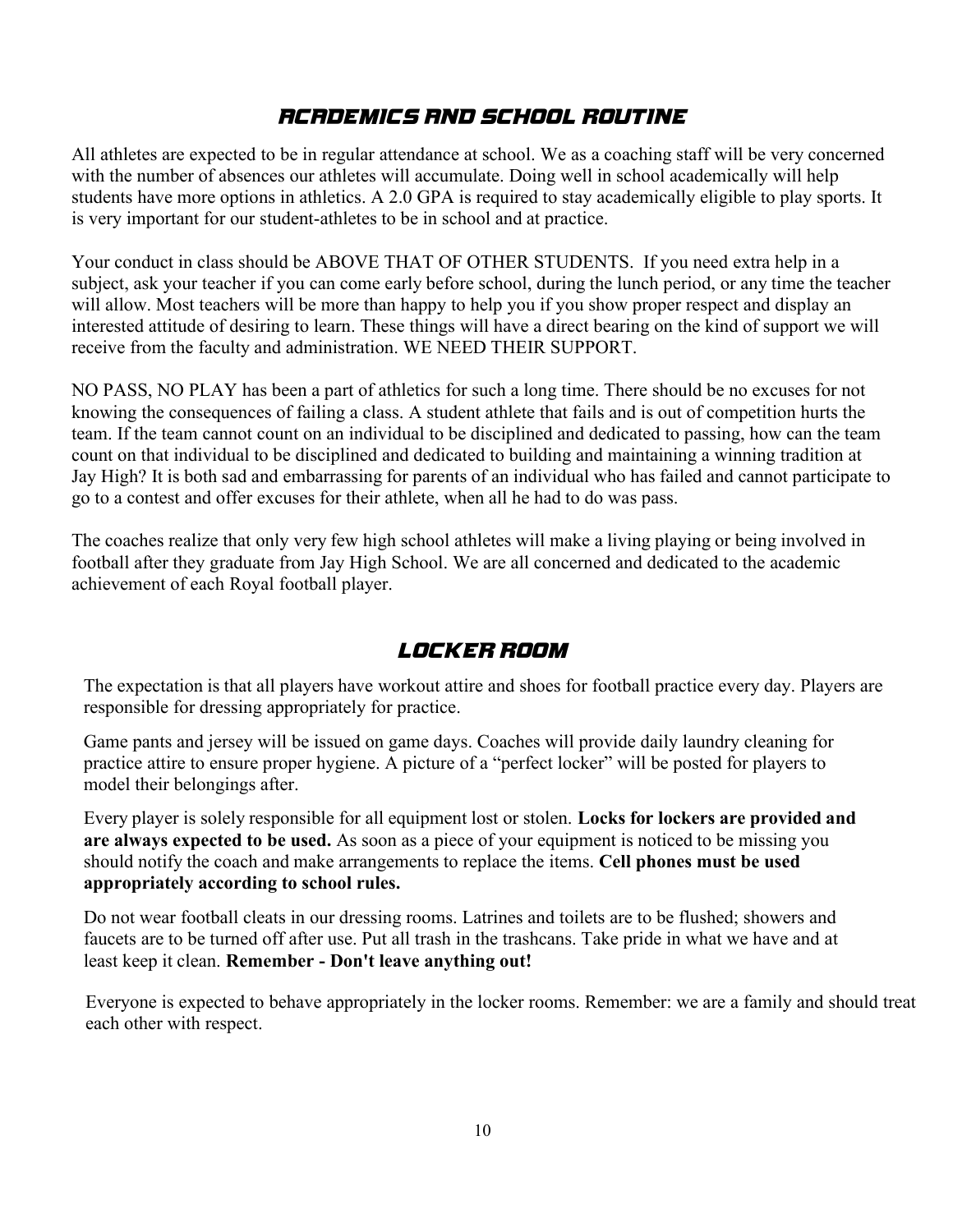## ACADEMICS AND SCHOOL ROUTINE

All athletes are expected to be in regular attendance at school. We as a coaching staff will be very concerned with the number of absences our athletes will accumulate. Doing well in school academically will help students have more options in athletics. A 2.0 GPA is required to stay academically eligible to play sports. It is very important for our student-athletes to be in school and at practice.

Your conduct in class should be ABOVE THAT OF OTHER STUDENTS. If you need extra help in a subject, ask your teacher if you can come early before school, during the lunch period, or any time the teacher will allow. Most teachers will be more than happy to help you if you show proper respect and display an interested attitude of desiring to learn. These things will have a direct bearing on the kind of support we will receive from the faculty and administration. WE NEED THEIR SUPPORT.

NO PASS, NO PLAY has been a part of athletics for such a long time. There should be no excuses for not knowing the consequences of failing a class. A student athlete that fails and is out of competition hurts the team. If the team cannot count on an individual to be disciplined and dedicated to passing, how can the team count on that individual to be disciplined and dedicated to building and maintaining a winning tradition at Jay High? It is both sad and embarrassing for parents of an individual who has failed and cannot participate to go to a contest and offer excuses for their athlete, when all he had to do was pass.

The coaches realize that only very few high school athletes will make a living playing or being involved in football after they graduate from Jay High School. We are all concerned and dedicated to the academic achievement of each Royal football player.

## LOCKER ROOM

The expectation is that all players have workout attire and shoes for football practice every day. Players are responsible for dressing appropriately for practice.

Game pants and jersey will be issued on game days. Coaches will provide daily laundry cleaning for practice attire to ensure proper hygiene. A picture of a "perfect locker" will be posted for players to model their belongings after.

Every player is solely responsible for all equipment lost or stolen. **Locks for lockers are provided and are always expected to be used.** As soon as a piece of your equipment is noticed to be missing you should notify the coach and make arrangements to replace the items. **Cell phones must be used appropriately according to school rules.**

Do not wear football cleats in our dressing rooms. Latrines and toilets are to be flushed; showers and faucets are to be turned off after use. Put all trash in the trashcans. Take pride in what we have and at least keep it clean. **Remember - Don't leave anything out!**

Everyone is expected to behave appropriately in the locker rooms. Remember: we are a family and should treat each other with respect.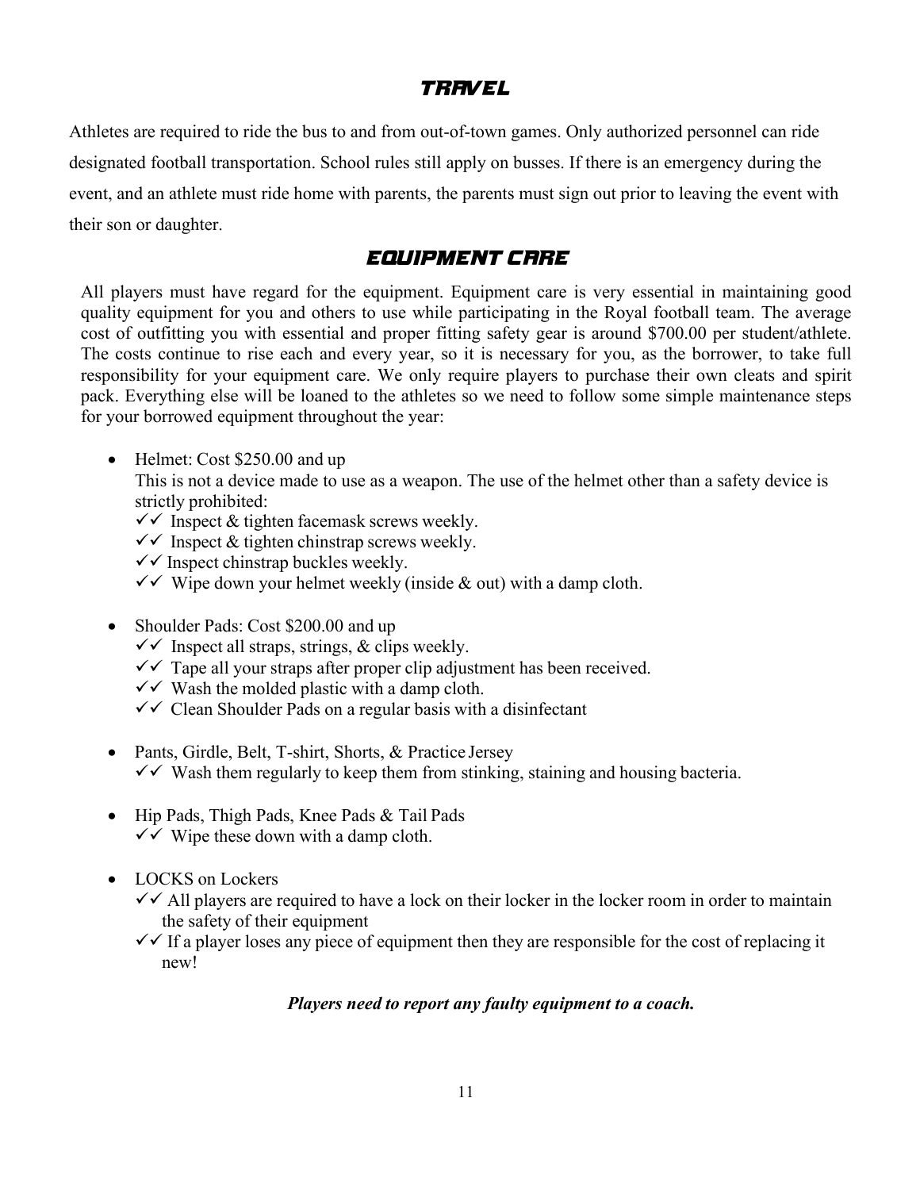## TRAVEL

Athletes are required to ride the bus to and from out-of-town games. Only authorized personnel can ride designated football transportation. School rules still apply on busses. If there is an emergency during the event, and an athlete must ride home with parents, the parents must sign out prior to leaving the event with their son or daughter.

## EQUIPMENT CARE

All players must have regard for the equipment. Equipment care is very essential in maintaining good quality equipment for you and others to use while participating in the Royal football team. The average cost of outfitting you with essential and proper fitting safety gear is around $700.00 per student/athlete. The costs continue to rise each and every year, so it is necessary for you, as the borrower, to take full responsibility for your equipment care. We only require players to purchase their own cleats and spirit pack. Everything else will be loaned to the athletes so we need to follow some simple maintenance steps for your borrowed equipment throughout the year:

- Helmet: Cost $250.00 and up
  This is not a device made to use as a weapon. The use of the helmet other than a safety device is strictly prohibited:
  - ✓✓ Inspect & tighten facemask screws weekly.
  - ✓✓ Inspect & tighten chinstrap screws weekly.
  - ✓✓ Inspect chinstrap buckles weekly.
  - ✓✓ Wipe down your helmet weekly (inside & out) with a damp cloth.

- Shoulder Pads: Cost $200.00 and up
  - ✓✓ Inspect all straps, strings, & clips weekly.
  - ✓✓ Tape all your straps after proper clip adjustment has been received.
  - ✓✓ Wash the molded plastic with a damp cloth.
  - ✓✓ Clean Shoulder Pads on a regular basis with a disinfectant

- Pants, Girdle, Belt, T-shirt, Shorts, & Practice Jersey
  - ✓✓ Wash them regularly to keep them from stinking, staining and housing bacteria.

- Hip Pads, Thigh Pads, Knee Pads & Tail Pads
  - ✓✓ Wipe these down with a damp cloth.

- LOCKS on Lockers
  - ✓✓ All players are required to have a lock on their locker in the locker room in order to maintain the safety of their equipment
  - ✓✓ If a player loses any piece of equipment then they are responsible for the cost of replacing it new!

***Players need to report any faulty equipment to a coach.***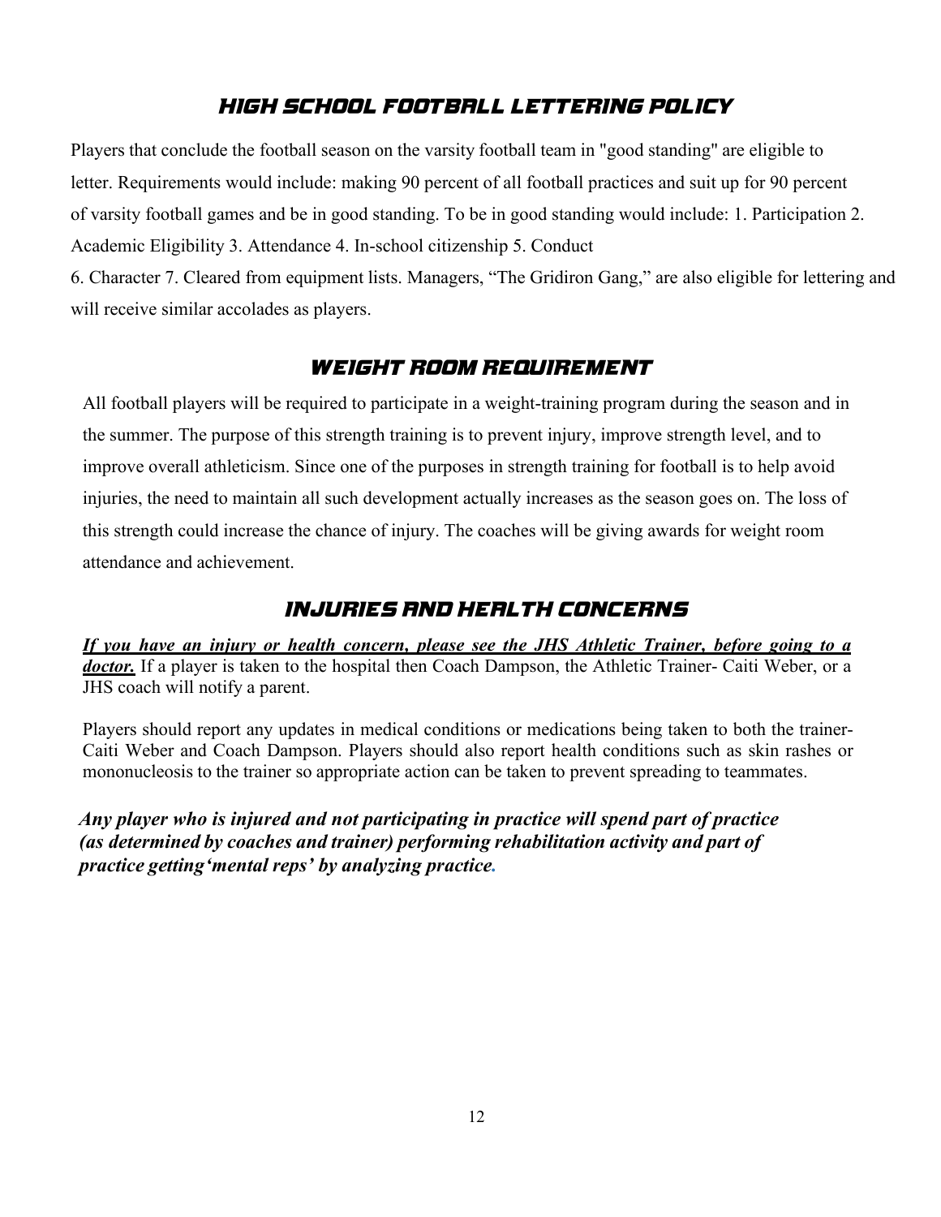## HIGH SCHOOL FOOTBALL LETTERING POLICY

Players that conclude the football season on the varsity football team in "good standing" are eligible to letter. Requirements would include: making 90 percent of all football practices and suit up for 90 percent of varsity football games and be in good standing. To be in good standing would include: 1. Participation 2. Academic Eligibility 3. Attendance 4. In-school citizenship 5. Conduct 6. Character 7. Cleared from equipment lists. Managers, "The Gridiron Gang," are also eligible for lettering and will receive similar accolades as players.

## WEIGHT ROOM REQUIREMENT

All football players will be required to participate in a weight-training program during the season and in the summer. The purpose of this strength training is to prevent injury, improve strength level, and to improve overall athleticism. Since one of the purposes in strength training for football is to help avoid injuries, the need to maintain all such development actually increases as the season goes on. The loss of this strength could increase the chance of injury. The coaches will be giving awards for weight room attendance and achievement.

## INJURIES AND HEALTH CONCERNS

***If you have an injury or health concern, please see the JHS Athletic Trainer, before going to a doctor.*** If a player is taken to the hospital then Coach Dampson, the Athletic Trainer- Caiti Weber, or a JHS coach will notify a parent.

Players should report any updates in medical conditions or medications being taken to both the trainer- Caiti Weber and Coach Dampson. Players should also report health conditions such as skin rashes or mononucleosis to the trainer so appropriate action can be taken to prevent spreading to teammates.

***Any player who is injured and not participating in practice will spend part of practice (as determined by coaches and trainer) performing rehabilitation activity and part of practice getting'mental reps' by analyzing practice.***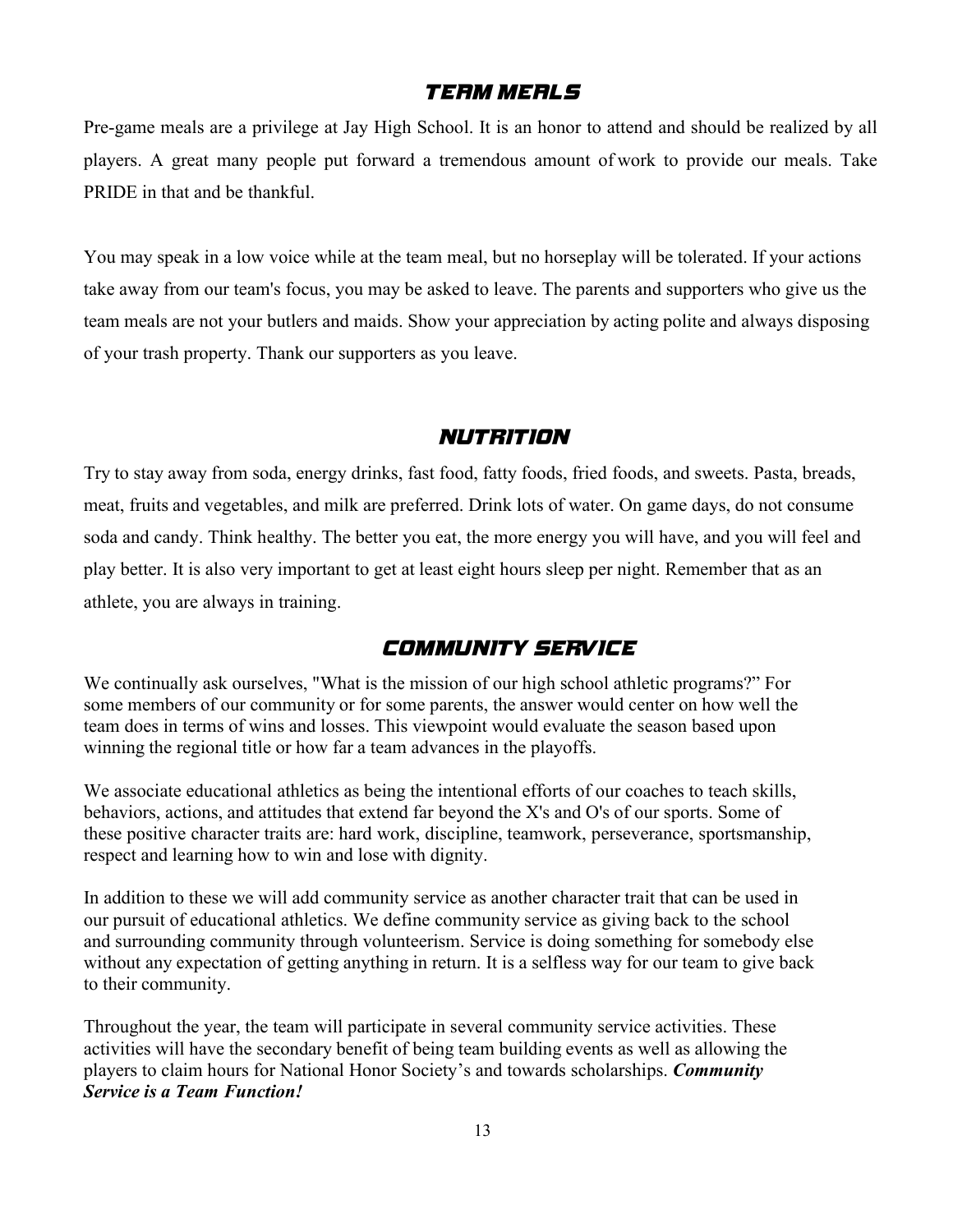## TEAM MEALS

Pre-game meals are a privilege at Jay High School. It is an honor to attend and should be realized by all players. A great many people put forward a tremendous amount of work to provide our meals. Take PRIDE in that and be thankful.

You may speak in a low voice while at the team meal, but no horseplay will be tolerated. If your actions take away from our team's focus, you may be asked to leave. The parents and supporters who give us the team meals are not your butlers and maids. Show your appreciation by acting polite and always disposing of your trash property. Thank our supporters as you leave.

## NUTRITION

Try to stay away from soda, energy drinks, fast food, fatty foods, fried foods, and sweets. Pasta, breads, meat, fruits and vegetables, and milk are preferred. Drink lots of water. On game days, do not consume soda and candy. Think healthy. The better you eat, the more energy you will have, and you will feel and play better. It is also very important to get at least eight hours sleep per night. Remember that as an athlete, you are always in training.

## COMMUNITY SERVICE

We continually ask ourselves, "What is the mission of our high school athletic programs?" For some members of our community or for some parents, the answer would center on how well the team does in terms of wins and losses. This viewpoint would evaluate the season based upon winning the regional title or how far a team advances in the playoffs.

We associate educational athletics as being the intentional efforts of our coaches to teach skills, behaviors, actions, and attitudes that extend far beyond the X's and O's of our sports. Some of these positive character traits are: hard work, discipline, teamwork, perseverance, sportsmanship, respect and learning how to win and lose with dignity.

In addition to these we will add community service as another character trait that can be used in our pursuit of educational athletics. We define community service as giving back to the school and surrounding community through volunteerism. Service is doing something for somebody else without any expectation of getting anything in return. It is a selfless way for our team to give back to their community.

Throughout the year, the team will participate in several community service activities. These activities will have the secondary benefit of being team building events as well as allowing the players to claim hours for National Honor Society's and towards scholarships. ***Community Service is a Team Function!***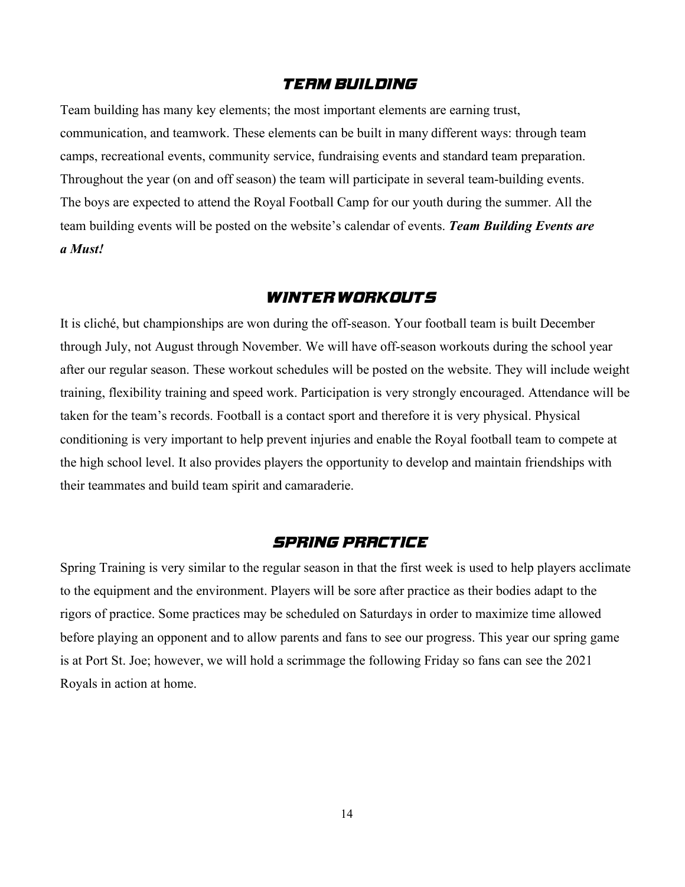## TEAM BUILDING

Team building has many key elements; the most important elements are earning trust, communication, and teamwork. These elements can be built in many different ways: through team camps, recreational events, community service, fundraising events and standard team preparation. Throughout the year (on and off season) the team will participate in several team-building events. The boys are expected to attend the Royal Football Camp for our youth during the summer. All the team building events will be posted on the website's calendar of events. ***Team Building Events are a Must!***

## WINTER WORKOUTS

It is cliché, but championships are won during the off-season. Your football team is built December through July, not August through November. We will have off-season workouts during the school year after our regular season. These workout schedules will be posted on the website. They will include weight training, flexibility training and speed work. Participation is very strongly encouraged. Attendance will be taken for the team's records. Football is a contact sport and therefore it is very physical. Physical conditioning is very important to help prevent injuries and enable the Royal football team to compete at the high school level. It also provides players the opportunity to develop and maintain friendships with their teammates and build team spirit and camaraderie.

## SPRING PRACTICE

Spring Training is very similar to the regular season in that the first week is used to help players acclimate to the equipment and the environment. Players will be sore after practice as their bodies adapt to the rigors of practice. Some practices may be scheduled on Saturdays in order to maximize time allowed before playing an opponent and to allow parents and fans to see our progress. This year our spring game is at Port St. Joe; however, we will hold a scrimmage the following Friday so fans can see the 2021 Royals in action at home.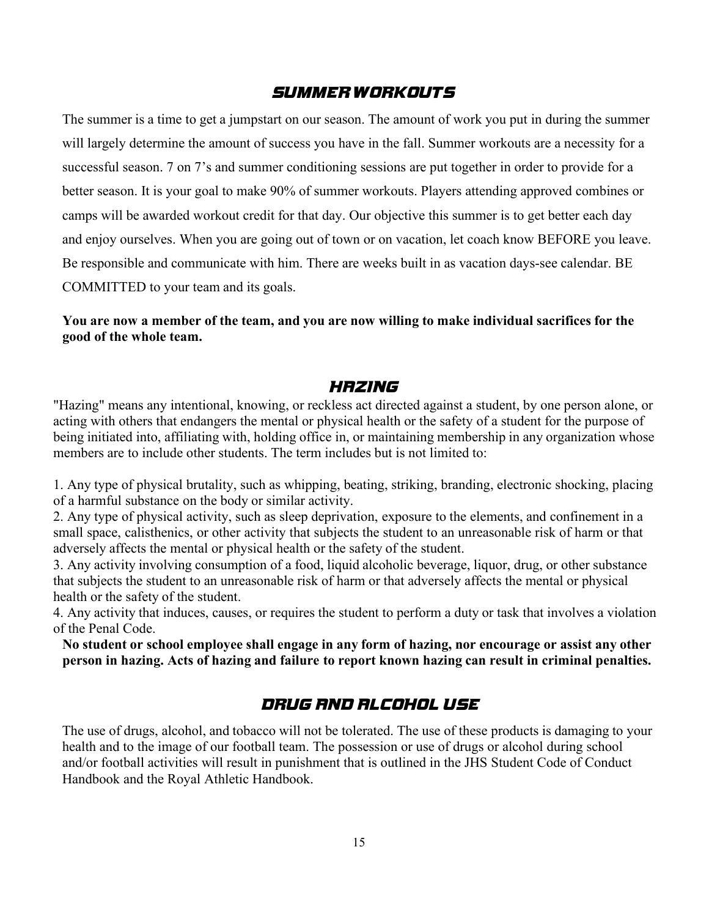## SUMMER WORKOUTS

The summer is a time to get a jumpstart on our season. The amount of work you put in during the summer will largely determine the amount of success you have in the fall. Summer workouts are a necessity for a successful season. 7 on 7's and summer conditioning sessions are put together in order to provide for a better season. It is your goal to make 90% of summer workouts. Players attending approved combines or camps will be awarded workout credit for that day. Our objective this summer is to get better each day and enjoy ourselves. When you are going out of town or on vacation, let coach know BEFORE you leave. Be responsible and communicate with him. There are weeks built in as vacation days-see calendar. BE COMMITTED to your team and its goals.

**You are now a member of the team, and you are now willing to make individual sacrifices for the good of the whole team.**

## HAZING

"Hazing" means any intentional, knowing, or reckless act directed against a student, by one person alone, or acting with others that endangers the mental or physical health or the safety of a student for the purpose of being initiated into, affiliating with, holding office in, or maintaining membership in any organization whose members are to include other students. The term includes but is not limited to:

1. Any type of physical brutality, such as whipping, beating, striking, branding, electronic shocking, placing of a harmful substance on the body or similar activity.
2. Any type of physical activity, such as sleep deprivation, exposure to the elements, and confinement in a small space, calisthenics, or other activity that subjects the student to an unreasonable risk of harm or that adversely affects the mental or physical health or the safety of the student.
3. Any activity involving consumption of a food, liquid alcoholic beverage, liquor, drug, or other substance that subjects the student to an unreasonable risk of harm or that adversely affects the mental or physical health or the safety of the student.
4. Any activity that induces, causes, or requires the student to perform a duty or task that involves a violation of the Penal Code.

**No student or school employee shall engage in any form of hazing, nor encourage or assist any other person in hazing. Acts of hazing and failure to report known hazing can result in criminal penalties.**

## DRUG AND ALCOHOL USE

The use of drugs, alcohol, and tobacco will not be tolerated. The use of these products is damaging to your health and to the image of our football team. The possession or use of drugs or alcohol during school and/or football activities will result in punishment that is outlined in the JHS Student Code of Conduct Handbook and the Royal Athletic Handbook.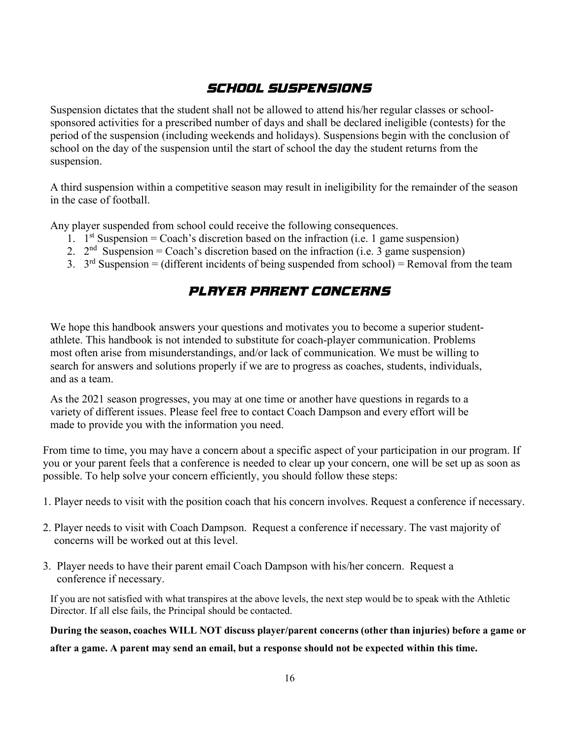## SCHOOL SUSPENSIONS

Suspension dictates that the student shall not be allowed to attend his/her regular classes or school-sponsored activities for a prescribed number of days and shall be declared ineligible (contests) for the period of the suspension (including weekends and holidays). Suspensions begin with the conclusion of school on the day of the suspension until the start of school the day the student returns from the suspension.

A third suspension within a competitive season may result in ineligibility for the remainder of the season in the case of football.

Any player suspended from school could receive the following consequences.

1. 1st Suspension = Coach's discretion based on the infraction (i.e. 1 game suspension)
2. 2nd Suspension = Coach's discretion based on the infraction (i.e. 3 game suspension)
3. 3rd Suspension = (different incidents of being suspended from school) = Removal from the team

## PLAYER PARENT CONCERNS

We hope this handbook answers your questions and motivates you to become a superior student-athlete. This handbook is not intended to substitute for coach-player communication. Problems most often arise from misunderstandings, and/or lack of communication. We must be willing to search for answers and solutions properly if we are to progress as coaches, students, individuals, and as a team.

As the 2021 season progresses, you may at one time or another have questions in regards to a variety of different issues. Please feel free to contact Coach Dampson and every effort will be made to provide you with the information you need.

From time to time, you may have a concern about a specific aspect of your participation in our program. If you or your parent feels that a conference is needed to clear up your concern, one will be set up as soon as possible. To help solve your concern efficiently, you should follow these steps:

1. Player needs to visit with the position coach that his concern involves. Request a conference if necessary.

2. Player needs to visit with Coach Dampson. Request a conference if necessary. The vast majority of concerns will be worked out at this level.

3. Player needs to have their parent email Coach Dampson with his/her concern. Request a conference if necessary.

If you are not satisfied with what transpires at the above levels, the next step would be to speak with the Athletic Director. If all else fails, the Principal should be contacted.

**During the season, coaches WILL NOT discuss player/parent concerns (other than injuries) before a game or after a game. A parent may send an email, but a response should not be expected within this time.**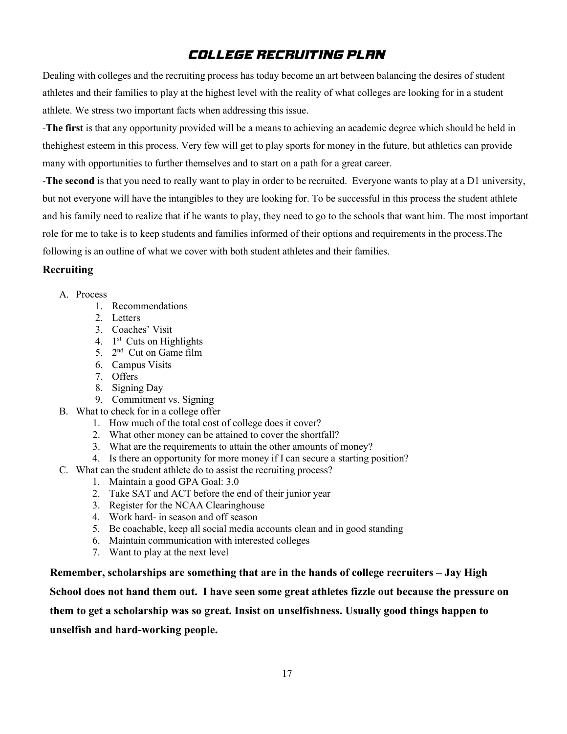# COLLEGE RECRUITING PLAN

Dealing with colleges and the recruiting process has today become an art between balancing the desires of student athletes and their families to play at the highest level with the reality of what colleges are looking for in a student athlete. We stress two important facts when addressing this issue.

-**The first** is that any opportunity provided will be a means to achieving an academic degree which should be held in thehighest esteem in this process. Very few will get to play sports for money in the future, but athletics can provide many with opportunities to further themselves and to start on a path for a great career.

-**The second** is that you need to really want to play in order to be recruited. Everyone wants to play at a D1 university, but not everyone will have the intangibles to they are looking for. To be successful in this process the student athlete and his family need to realize that if he wants to play, they need to go to the schools that want him. The most important role for me to take is to keep students and families informed of their options and requirements in the process.The following is an outline of what we cover with both student athletes and their families.

## Recruiting

A. Process
   1. Recommendations
   2. Letters
   3. Coaches' Visit
   4. 1st Cuts on Highlights
   5. 2nd Cut on Game film
   6. Campus Visits
   7. Offers
   8. Signing Day
   9. Commitment vs. Signing

B. What to check for in a college offer
   1. How much of the total cost of college does it cover?
   2. What other money can be attained to cover the shortfall?
   3. What are the requirements to attain the other amounts of money?
   4. Is there an opportunity for more money if I can secure a starting position?

C. What can the student athlete do to assist the recruiting process?
   1. Maintain a good GPA Goal: 3.0
   2. Take SAT and ACT before the end of their junior year
   3. Register for the NCAA Clearinghouse
   4. Work hard- in season and off season
   5. Be coachable, keep all social media accounts clean and in good standing
   6. Maintain communication with interested colleges
   7. Want to play at the next level

**Remember, scholarships are something that are in the hands of college recruiters – Jay High School does not hand them out. I have seen some great athletes fizzle out because the pressure on them to get a scholarship was so great. Insist on unselfishness. Usually good things happen to unselfish and hard-working people.**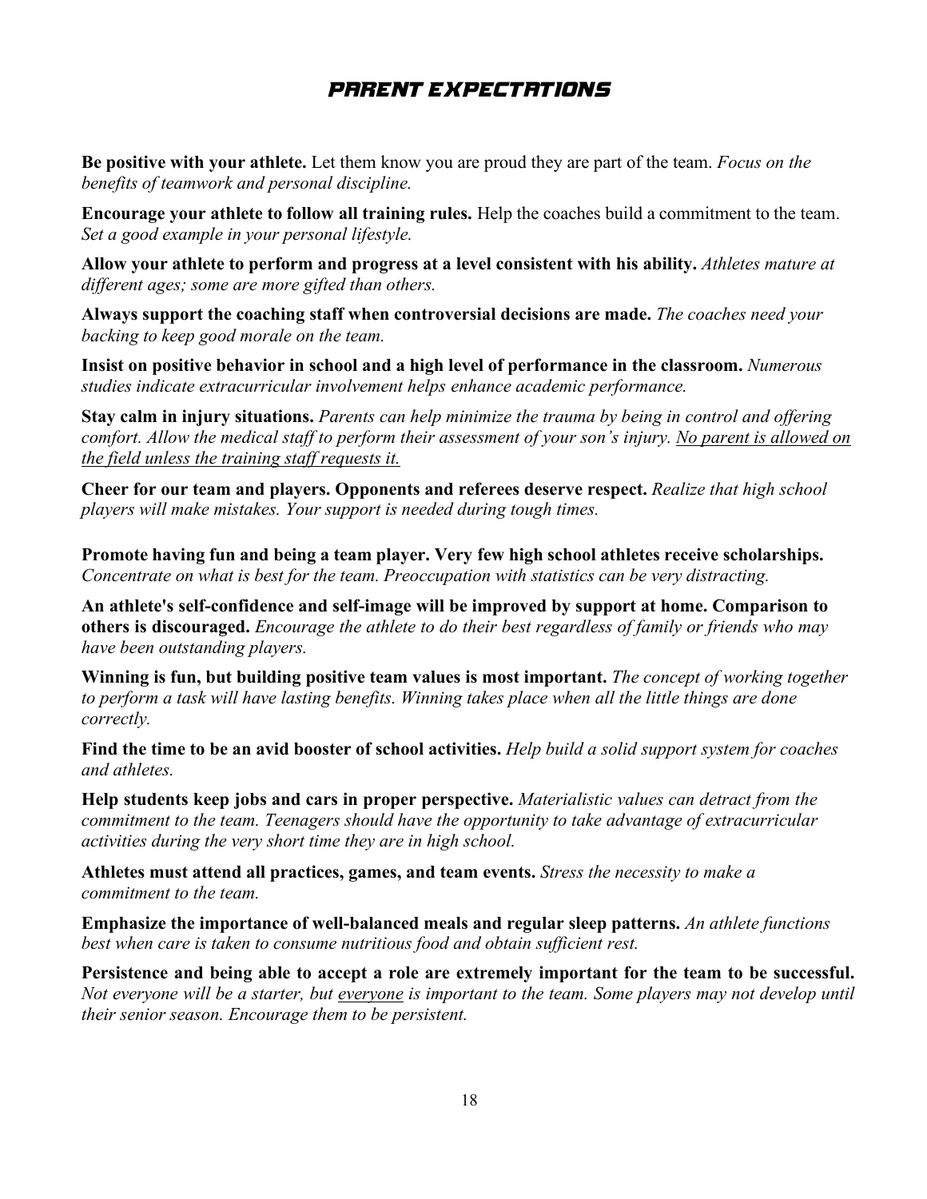# PARENT EXPECTATIONS

**Be positive with your athlete.** Let them know you are proud they are part of the team. *Focus on the benefits of teamwork and personal discipline.*

**Encourage your athlete to follow all training rules.** Help the coaches build a commitment to the team. *Set a good example in your personal lifestyle.*

**Allow your athlete to perform and progress at a level consistent with his ability.** *Athletes mature at different ages; some are more gifted than others.*

**Always support the coaching staff when controversial decisions are made.** *The coaches need your backing to keep good morale on the team.*

**Insist on positive behavior in school and a high level of performance in the classroom.** *Numerous studies indicate extracurricular involvement helps enhance academic performance.*

**Stay calm in injury situations.** *Parents can help minimize the trauma by being in control and offering comfort. Allow the medical staff to perform their assessment of your son's injury. <u>No parent is allowed on the field unless the training staff requests it.</u>*

**Cheer for our team and players. Opponents and referees deserve respect.** *Realize that high school players will make mistakes. Your support is needed during tough times.*

**Promote having fun and being a team player. Very few high school athletes receive scholarships.** *Concentrate on what is best for the team. Preoccupation with statistics can be very distracting.*

**An athlete's self-confidence and self-image will be improved by support at home. Comparison to others is discouraged.** *Encourage the athlete to do their best regardless of family or friends who may have been outstanding players.*

**Winning is fun, but building positive team values is most important.** *The concept of working together to perform a task will have lasting benefits. Winning takes place when all the little things are done correctly.*

**Find the time to be an avid booster of school activities.** *Help build a solid support system for coaches and athletes.*

**Help students keep jobs and cars in proper perspective.** *Materialistic values can detract from the commitment to the team. Teenagers should have the opportunity to take advantage of extracurricular activities during the very short time they are in high school.*

**Athletes must attend all practices, games, and team events.** *Stress the necessity to make a commitment to the team.*

**Emphasize the importance of well-balanced meals and regular sleep patterns.** *An athlete functions best when care is taken to consume nutritious food and obtain sufficient rest.*

**Persistence and being able to accept a role are extremely important for the team to be successful.** *Not everyone will be a starter, but <u>everyone</u> is important to the team. Some players may not develop until their senior season. Encourage them to be persistent.*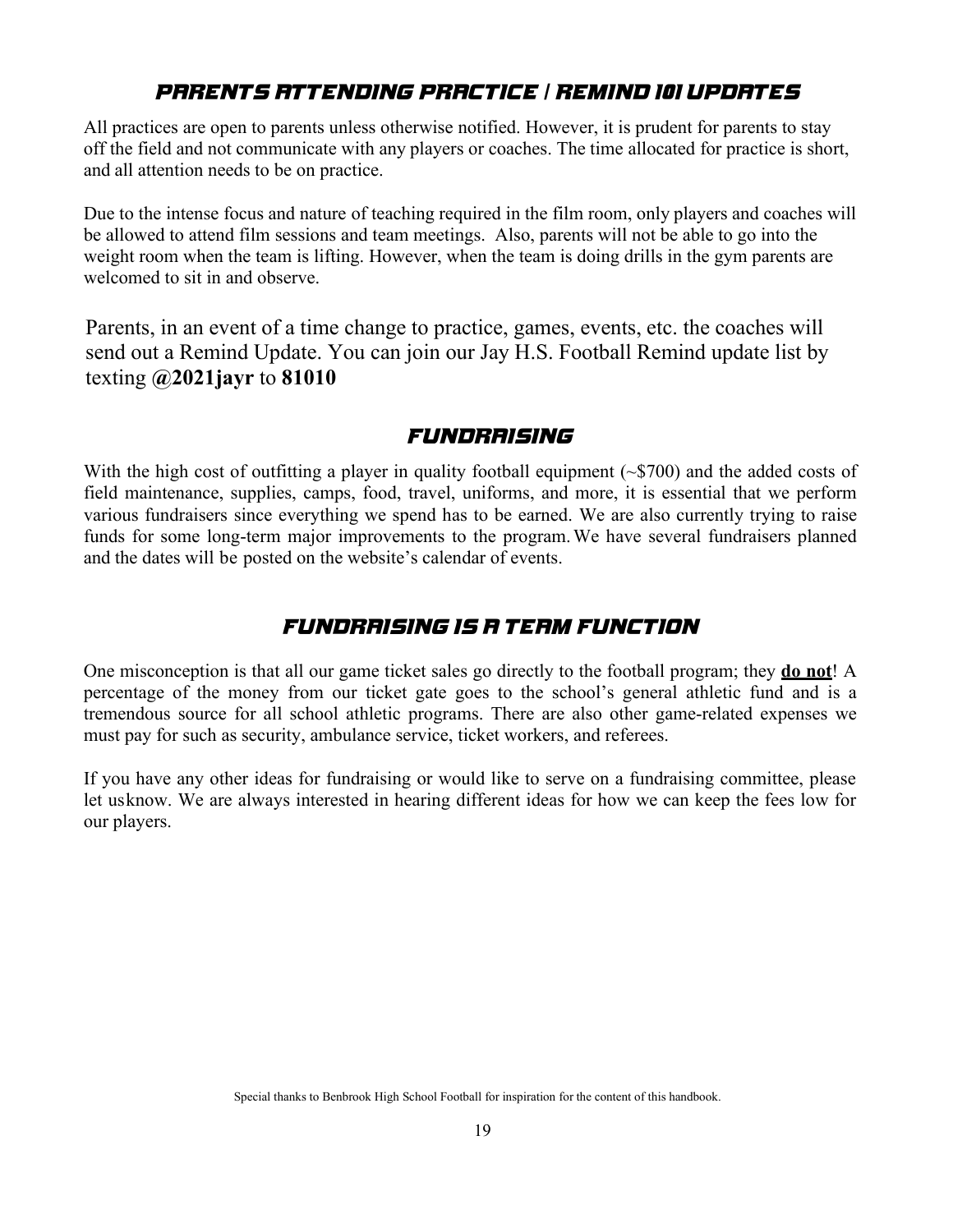## PARENTS ATTENDING PRACTICE / REMIND 101 UPDATES

All practices are open to parents unless otherwise notified. However, it is prudent for parents to stay off the field and not communicate with any players or coaches. The time allocated for practice is short, and all attention needs to be on practice.

Due to the intense focus and nature of teaching required in the film room, only players and coaches will be allowed to attend film sessions and team meetings. Also, parents will not be able to go into the weight room when the team is lifting. However, when the team is doing drills in the gym parents are welcomed to sit in and observe.

Parents, in an event of a time change to practice, games, events, etc. the coaches will send out a Remind Update. You can join our Jay H.S. Football Remind update list by texting **@2021jayr** to **81010**

## FUNDRAISING

With the high cost of outfitting a player in quality football equipment (~$700) and the added costs of field maintenance, supplies, camps, food, travel, uniforms, and more, it is essential that we perform various fundraisers since everything we spend has to be earned. We are also currently trying to raise funds for some long-term major improvements to the program. We have several fundraisers planned and the dates will be posted on the website's calendar of events.

## FUNDRAISING IS A TEAM FUNCTION

One misconception is that all our game ticket sales go directly to the football program; they **do not**! A percentage of the money from our ticket gate goes to the school's general athletic fund and is a tremendous source for all school athletic programs. There are also other game-related expenses we must pay for such as security, ambulance service, ticket workers, and referees.

If you have any other ideas for fundraising or would like to serve on a fundraising committee, please let usknow. We are always interested in hearing different ideas for how we can keep the fees low for our players.

Special thanks to Benbrook High School Football for inspiration for the content of this handbook.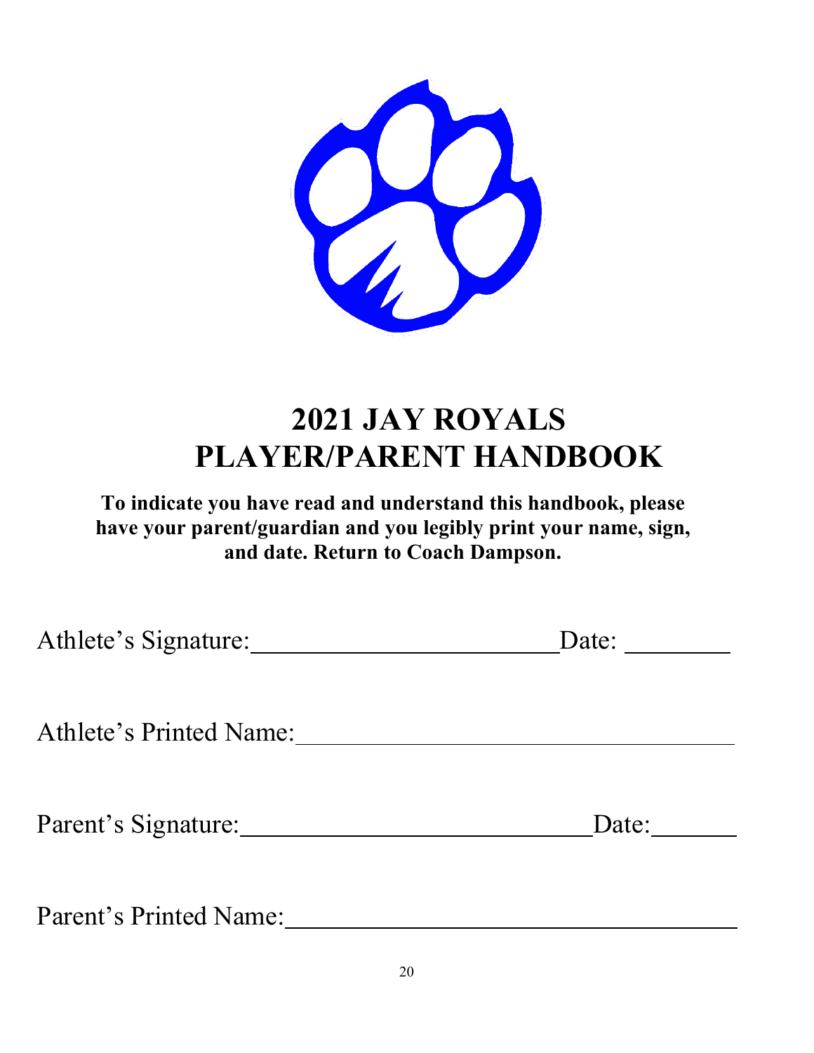# 2021 JAY ROYALS PLAYER/PARENT HANDBOOK

**To indicate you have read and understand this handbook, please have your parent/guardian and you legibly print your name, sign, and date. Return to Coach Dampson.**

Athlete's Signature:_________________________ Date: ________

Athlete's Printed Name:___________________________________

Parent's Signature:____________________________ Date:_______

Parent's Printed Name:____________________________________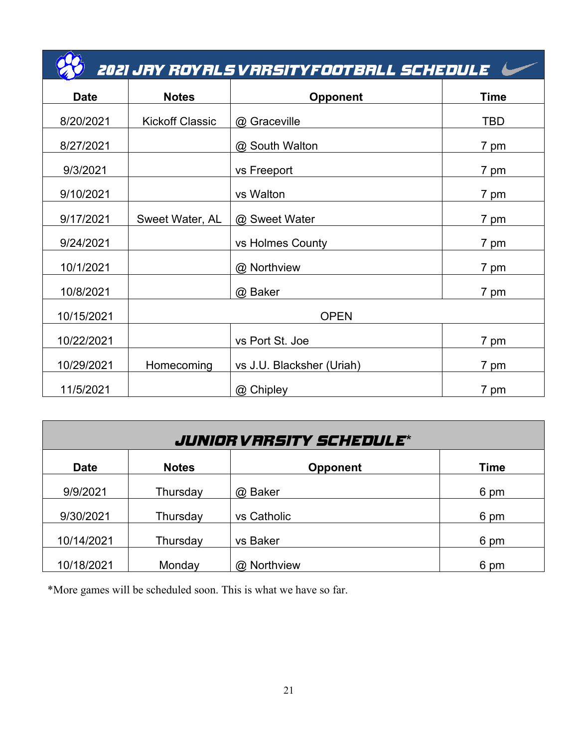## 2021 JAY ROYALS VARSITY FOOTBALL SCHEDULE

| Date | Notes | Opponent | Time |
|---|---|---|---|
| 8/20/2021 | Kickoff Classic | @ Graceville | TBD |
| 8/27/2021 | | @ South Walton | 7 pm |
| 9/3/2021 | | vs Freeport | 7 pm |
| 9/10/2021 | | vs Walton | 7 pm |
| 9/17/2021 | Sweet Water, AL | @ Sweet Water | 7 pm |
| 9/24/2021 | | vs Holmes County | 7 pm |
| 10/1/2021 | | @ Northview | 7 pm |
| 10/8/2021 | | @ Baker | 7 pm |
| 10/15/2021 | OPEN | | |
| 10/22/2021 | | vs Port St. Joe | 7 pm |
| 10/29/2021 | Homecoming | vs J.U. Blacksher (Uriah) | 7 pm |
| 11/5/2021 | | @ Chipley | 7 pm |

## JUNIOR VARSITY SCHEDULE*

| Date | Notes | Opponent | Time |
|---|---|---|---|
| 9/9/2021 | Thursday | @ Baker | 6 pm |
| 9/30/2021 | Thursday | vs Catholic | 6 pm |
| 10/14/2021 | Thursday | vs Baker | 6 pm |
| 10/18/2021 | Monday | @ Northview | 6 pm |

*More games will be scheduled soon. This is what we have so far.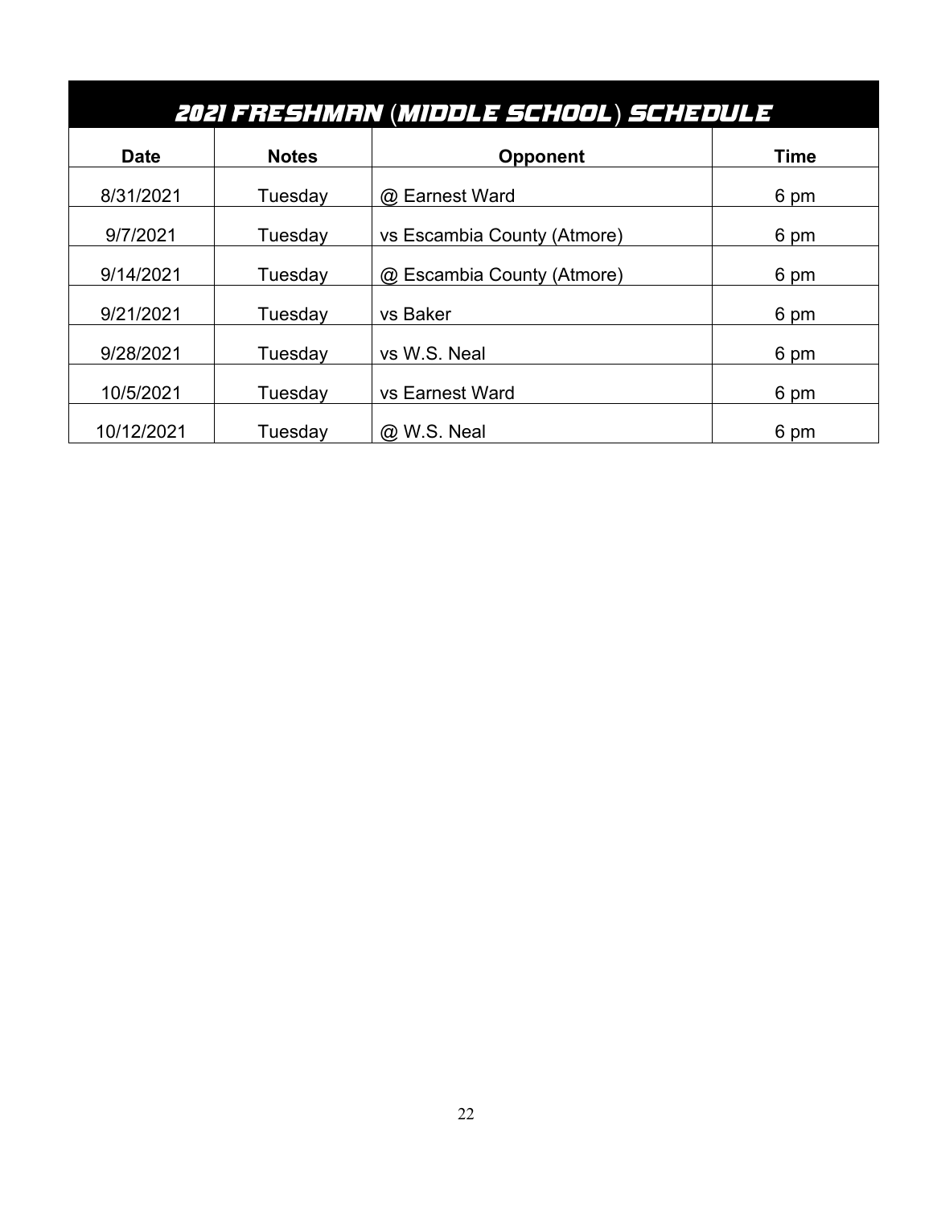## 2021 FRESHMAN (MIDDLE SCHOOL) SCHEDULE

| Date | Notes | Opponent | Time |
|---|---|---|---|
| 8/31/2021 | Tuesday | @ Earnest Ward | 6 pm |
| 9/7/2021 | Tuesday | vs Escambia County (Atmore) | 6 pm |
| 9/14/2021 | Tuesday | @ Escambia County (Atmore) | 6 pm |
| 9/21/2021 | Tuesday | vs Baker | 6 pm |
| 9/28/2021 | Tuesday | vs W.S. Neal | 6 pm |
| 10/5/2021 | Tuesday | vs Earnest Ward | 6 pm |
| 10/12/2021 | Tuesday | @ W.S. Neal | 6 pm |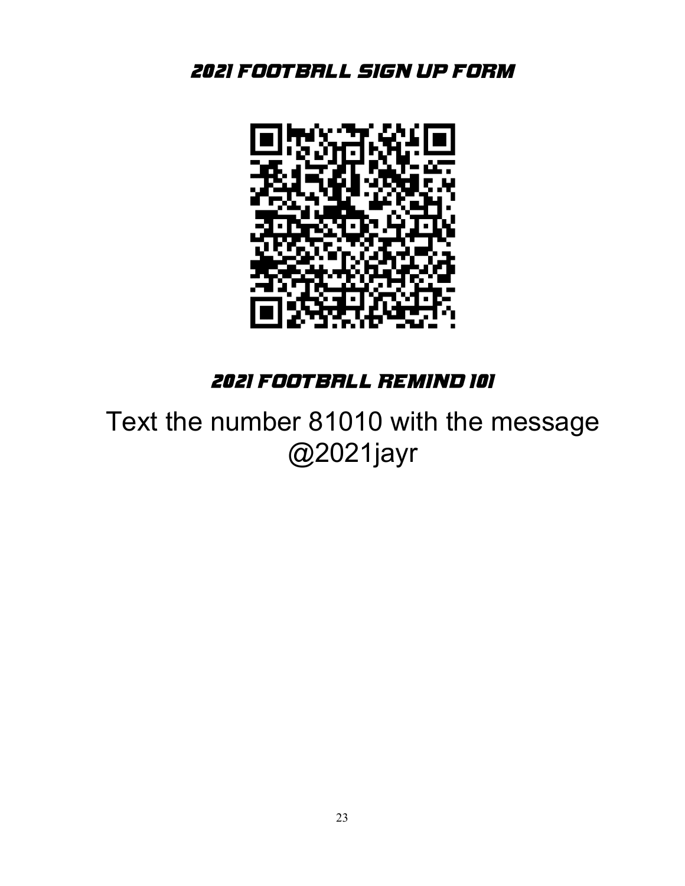## 2021 FOOTBALL SIGN UP FORM

## 2021 FOOTBALL REMIND 101

Text the number 81010 with the message @2021jayr